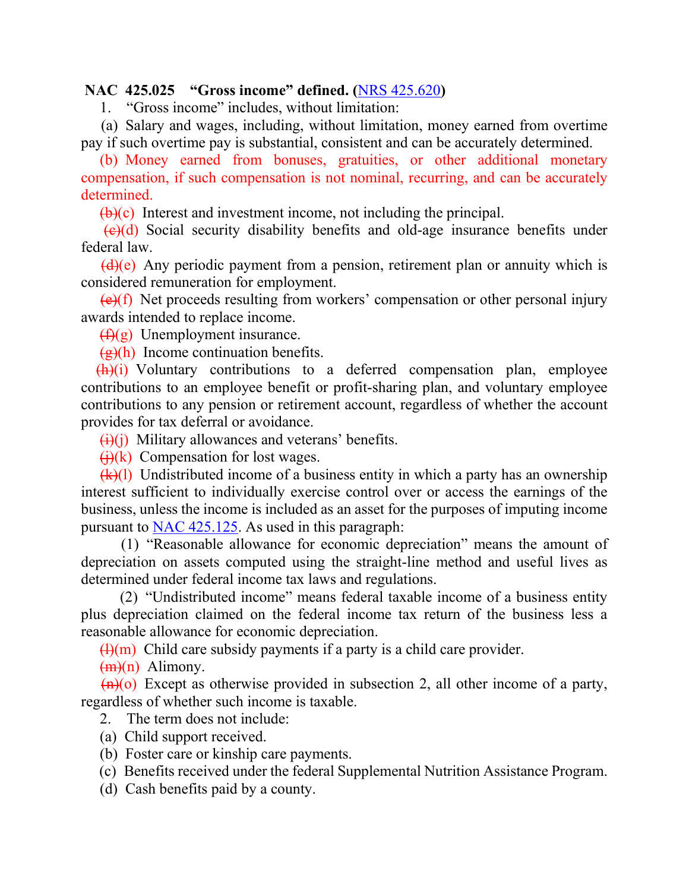**NAC 425.025 "Gross income" defined. (NRS 425.620)**

1. "Gross income" includes, without limitation:

(a) Salary and wages, including, without limitation, money earned from overtime pay if such overtime pay is substantial, consistent and can be accurately determined.

(b) Money earned from bonuses, gratuities, or other additional monetary compensation, if such compensation is not nominal, recurring, and can be accurately determined.

~~(b)~~(c) Interest and investment income, not including the principal.

~~(c)~~(d) Social security disability benefits and old-age insurance benefits under federal law.

~~(d)~~(e) Any periodic payment from a pension, retirement plan or annuity which is considered remuneration for employment.

~~(e)~~(f) Net proceeds resulting from workers' compensation or other personal injury awards intended to replace income.

~~(f)~~(g) Unemployment insurance.

~~(g)~~(h) Income continuation benefits.

~~(h)~~(i) Voluntary contributions to a deferred compensation plan, employee contributions to an employee benefit or profit-sharing plan, and voluntary employee contributions to any pension or retirement account, regardless of whether the account provides for tax deferral or avoidance.

~~(i)~~(j) Military allowances and veterans' benefits.

~~(j)~~(k) Compensation for lost wages.

~~(k)~~(l) Undistributed income of a business entity in which a party has an ownership interest sufficient to individually exercise control over or access the earnings of the business, unless the income is included as an asset for the purposes of imputing income pursuant to NAC 425.125. As used in this paragraph:

(1) "Reasonable allowance for economic depreciation" means the amount of depreciation on assets computed using the straight-line method and useful lives as determined under federal income tax laws and regulations.

(2) "Undistributed income" means federal taxable income of a business entity plus depreciation claimed on the federal income tax return of the business less a reasonable allowance for economic depreciation.

~~(l)~~(m) Child care subsidy payments if a party is a child care provider.

~~(m)~~(n) Alimony.

~~(n)~~(o) Except as otherwise provided in subsection 2, all other income of a party, regardless of whether such income is taxable.

2. The term does not include:

(a) Child support received.

(b) Foster care or kinship care payments.

(c) Benefits received under the federal Supplemental Nutrition Assistance Program.

(d) Cash benefits paid by a county.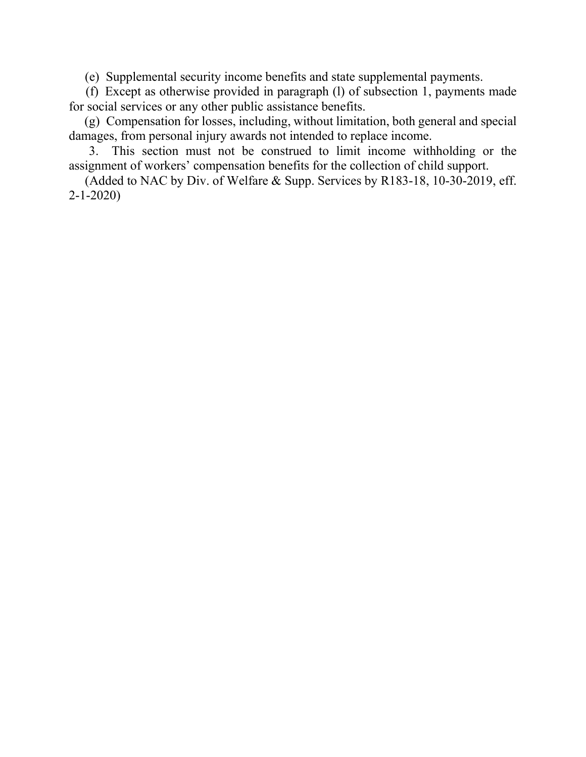(e) Supplemental security income benefits and state supplemental payments.

(f) Except as otherwise provided in paragraph (l) of subsection 1, payments made for social services or any other public assistance benefits.

(g) Compensation for losses, including, without limitation, both general and special damages, from personal injury awards not intended to replace income.

3. This section must not be construed to limit income withholding or the assignment of workers' compensation benefits for the collection of child support.

(Added to NAC by Div. of Welfare & Supp. Services by R183-18, 10-30-2019, eff. 2-1-2020)